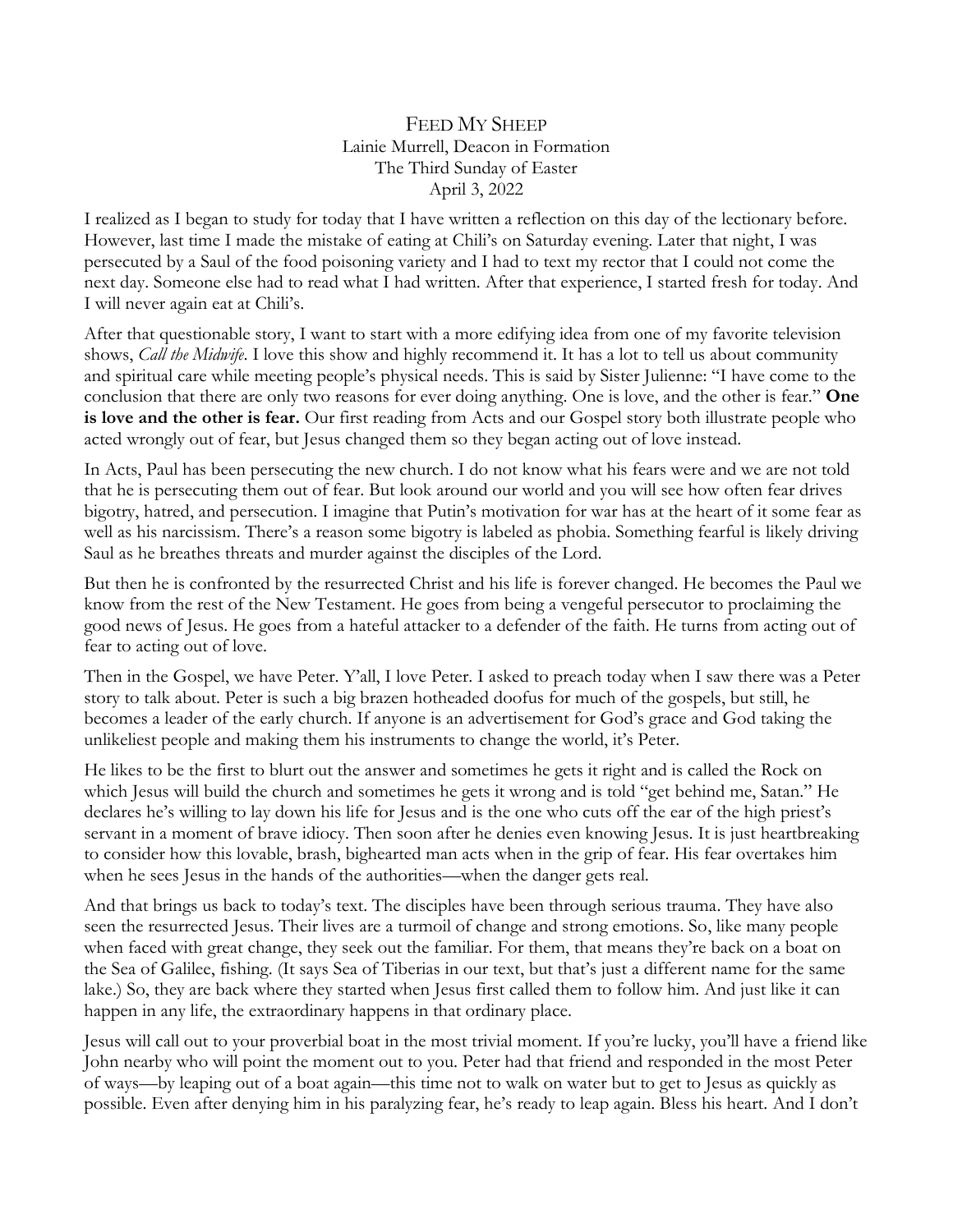# Feed My Sheep

Lainie Murrell, Deacon in Formation
The Third Sunday of Easter
April 3, 2022

I realized as I began to study for today that I have written a reflection on this day of the lectionary before. However, last time I made the mistake of eating at Chili's on Saturday evening. Later that night, I was persecuted by a Saul of the food poisoning variety and I had to text my rector that I could not come the next day. Someone else had to read what I had written. After that experience, I started fresh for today. And I will never again eat at Chili's.

After that questionable story, I want to start with a more edifying idea from one of my favorite television shows, *Call the Midwife*. I love this show and highly recommend it. It has a lot to tell us about community and spiritual care while meeting people's physical needs. This is said by Sister Julienne: "I have come to the conclusion that there are only two reasons for ever doing anything. One is love, and the other is fear." **One is love and the other is fear.** Our first reading from Acts and our Gospel story both illustrate people who acted wrongly out of fear, but Jesus changed them so they began acting out of love instead.

In Acts, Paul has been persecuting the new church. I do not know what his fears were and we are not told that he is persecuting them out of fear. But look around our world and you will see how often fear drives bigotry, hatred, and persecution. I imagine that Putin's motivation for war has at the heart of it some fear as well as his narcissism. There's a reason some bigotry is labeled as phobia. Something fearful is likely driving Saul as he breathes threats and murder against the disciples of the Lord.

But then he is confronted by the resurrected Christ and his life is forever changed. He becomes the Paul we know from the rest of the New Testament. He goes from being a vengeful persecutor to proclaiming the good news of Jesus. He goes from a hateful attacker to a defender of the faith. He turns from acting out of fear to acting out of love.

Then in the Gospel, we have Peter. Y'all, I love Peter. I asked to preach today when I saw there was a Peter story to talk about. Peter is such a big brazen hotheaded doofus for much of the gospels, but still, he becomes a leader of the early church. If anyone is an advertisement for God's grace and God taking the unlikeliest people and making them his instruments to change the world, it's Peter.

He likes to be the first to blurt out the answer and sometimes he gets it right and is called the Rock on which Jesus will build the church and sometimes he gets it wrong and is told "get behind me, Satan." He declares he's willing to lay down his life for Jesus and is the one who cuts off the ear of the high priest's servant in a moment of brave idiocy. Then soon after he denies even knowing Jesus. It is just heartbreaking to consider how this lovable, brash, bighearted man acts when in the grip of fear. His fear overtakes him when he sees Jesus in the hands of the authorities—when the danger gets real.

And that brings us back to today's text. The disciples have been through serious trauma. They have also seen the resurrected Jesus. Their lives are a turmoil of change and strong emotions. So, like many people when faced with great change, they seek out the familiar. For them, that means they're back on a boat on the Sea of Galilee, fishing. (It says Sea of Tiberias in our text, but that's just a different name for the same lake.) So, they are back where they started when Jesus first called them to follow him. And just like it can happen in any life, the extraordinary happens in that ordinary place.

Jesus will call out to your proverbial boat in the most trivial moment. If you're lucky, you'll have a friend like John nearby who will point the moment out to you. Peter had that friend and responded in the most Peter of ways—by leaping out of a boat again—this time not to walk on water but to get to Jesus as quickly as possible. Even after denying him in his paralyzing fear, he's ready to leap again. Bless his heart. And I don't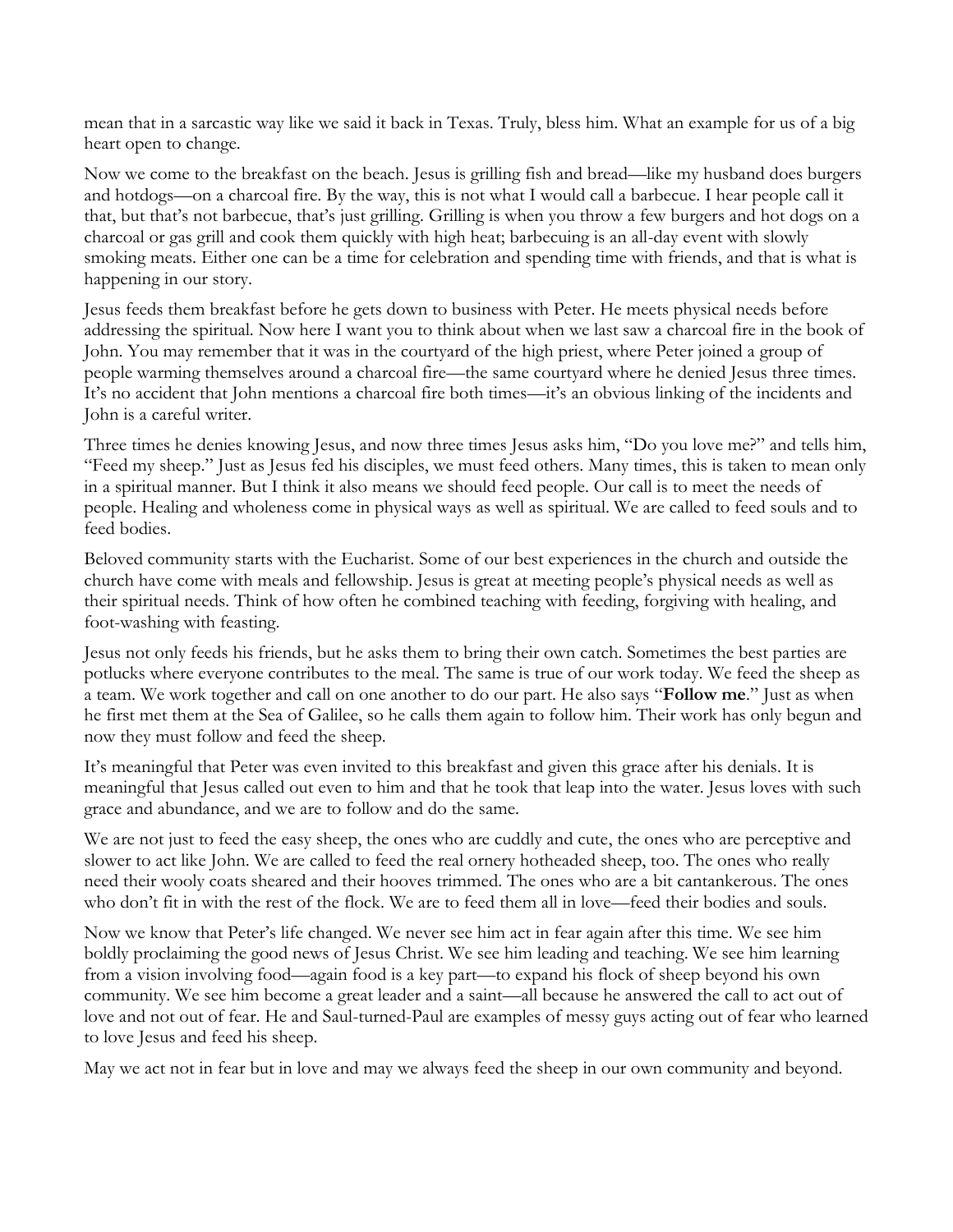mean that in a sarcastic way like we said it back in Texas. Truly, bless him. What an example for us of a big heart open to change.

Now we come to the breakfast on the beach. Jesus is grilling fish and bread—like my husband does burgers and hotdogs—on a charcoal fire. By the way, this is not what I would call a barbecue. I hear people call it that, but that's not barbecue, that's just grilling. Grilling is when you throw a few burgers and hot dogs on a charcoal or gas grill and cook them quickly with high heat; barbecuing is an all-day event with slowly smoking meats. Either one can be a time for celebration and spending time with friends, and that is what is happening in our story.

Jesus feeds them breakfast before he gets down to business with Peter. He meets physical needs before addressing the spiritual. Now here I want you to think about when we last saw a charcoal fire in the book of John. You may remember that it was in the courtyard of the high priest, where Peter joined a group of people warming themselves around a charcoal fire—the same courtyard where he denied Jesus three times. It's no accident that John mentions a charcoal fire both times—it's an obvious linking of the incidents and John is a careful writer.

Three times he denies knowing Jesus, and now three times Jesus asks him, "Do you love me?" and tells him, "Feed my sheep." Just as Jesus fed his disciples, we must feed others. Many times, this is taken to mean only in a spiritual manner. But I think it also means we should feed people. Our call is to meet the needs of people. Healing and wholeness come in physical ways as well as spiritual. We are called to feed souls and to feed bodies.

Beloved community starts with the Eucharist. Some of our best experiences in the church and outside the church have come with meals and fellowship. Jesus is great at meeting people's physical needs as well as their spiritual needs. Think of how often he combined teaching with feeding, forgiving with healing, and foot-washing with feasting.

Jesus not only feeds his friends, but he asks them to bring their own catch. Sometimes the best parties are potlucks where everyone contributes to the meal. The same is true of our work today. We feed the sheep as a team. We work together and call on one another to do our part. He also says "**Follow me**." Just as when he first met them at the Sea of Galilee, so he calls them again to follow him. Their work has only begun and now they must follow and feed the sheep.

It's meaningful that Peter was even invited to this breakfast and given this grace after his denials. It is meaningful that Jesus called out even to him and that he took that leap into the water. Jesus loves with such grace and abundance, and we are to follow and do the same.

We are not just to feed the easy sheep, the ones who are cuddly and cute, the ones who are perceptive and slower to act like John. We are called to feed the real ornery hotheaded sheep, too. The ones who really need their wooly coats sheared and their hooves trimmed. The ones who are a bit cantankerous. The ones who don't fit in with the rest of the flock. We are to feed them all in love—feed their bodies and souls.

Now we know that Peter's life changed. We never see him act in fear again after this time. We see him boldly proclaiming the good news of Jesus Christ. We see him leading and teaching. We see him learning from a vision involving food—again food is a key part—to expand his flock of sheep beyond his own community. We see him become a great leader and a saint—all because he answered the call to act out of love and not out of fear. He and Saul-turned-Paul are examples of messy guys acting out of fear who learned to love Jesus and feed his sheep.

May we act not in fear but in love and may we always feed the sheep in our own community and beyond.